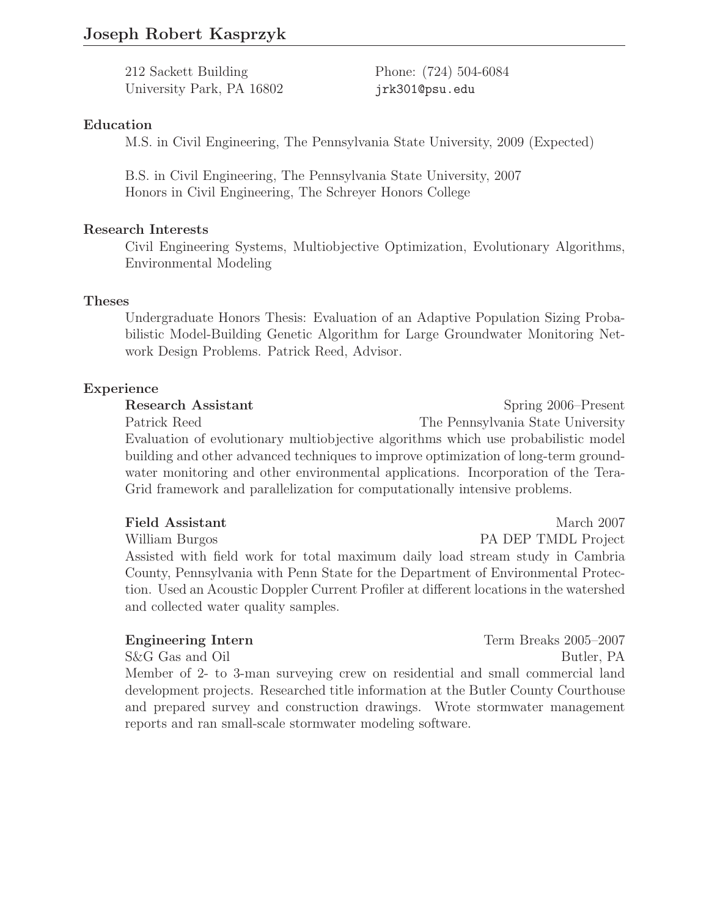# Joseph Robert Kasprzyk

212 Sackett Building
University Park, PA 16802

Phone: (724) 504-6084
jrk301@psu.edu

## Education

M.S. in Civil Engineering, The Pennsylvania State University, 2009 (Expected)

B.S. in Civil Engineering, The Pennsylvania State University, 2007
Honors in Civil Engineering, The Schreyer Honors College

## Research Interests

Civil Engineering Systems, Multiobjective Optimization, Evolutionary Algorithms, Environmental Modeling

## Theses

Undergraduate Honors Thesis: Evaluation of an Adaptive Population Sizing Probabilistic Model-Building Genetic Algorithm for Large Groundwater Monitoring Network Design Problems. Patrick Reed, Advisor.

## Experience

**Research Assistant** — Spring 2006–Present
Patrick Reed — The Pennsylvania State University
Evaluation of evolutionary multiobjective algorithms which use probabilistic model building and other advanced techniques to improve optimization of long-term groundwater monitoring and other environmental applications. Incorporation of the TeraGrid framework and parallelization for computationally intensive problems.

**Field Assistant** — March 2007
William Burgos — PA DEP TMDL Project
Assisted with field work for total maximum daily load stream study in Cambria County, Pennsylvania with Penn State for the Department of Environmental Protection. Used an Acoustic Doppler Current Profiler at different locations in the watershed and collected water quality samples.

**Engineering Intern** — Term Breaks 2005–2007
S&G Gas and Oil — Butler, PA
Member of 2- to 3-man surveying crew on residential and small commercial land development projects. Researched title information at the Butler County Courthouse and prepared survey and construction drawings. Wrote stormwater management reports and ran small-scale stormwater modeling software.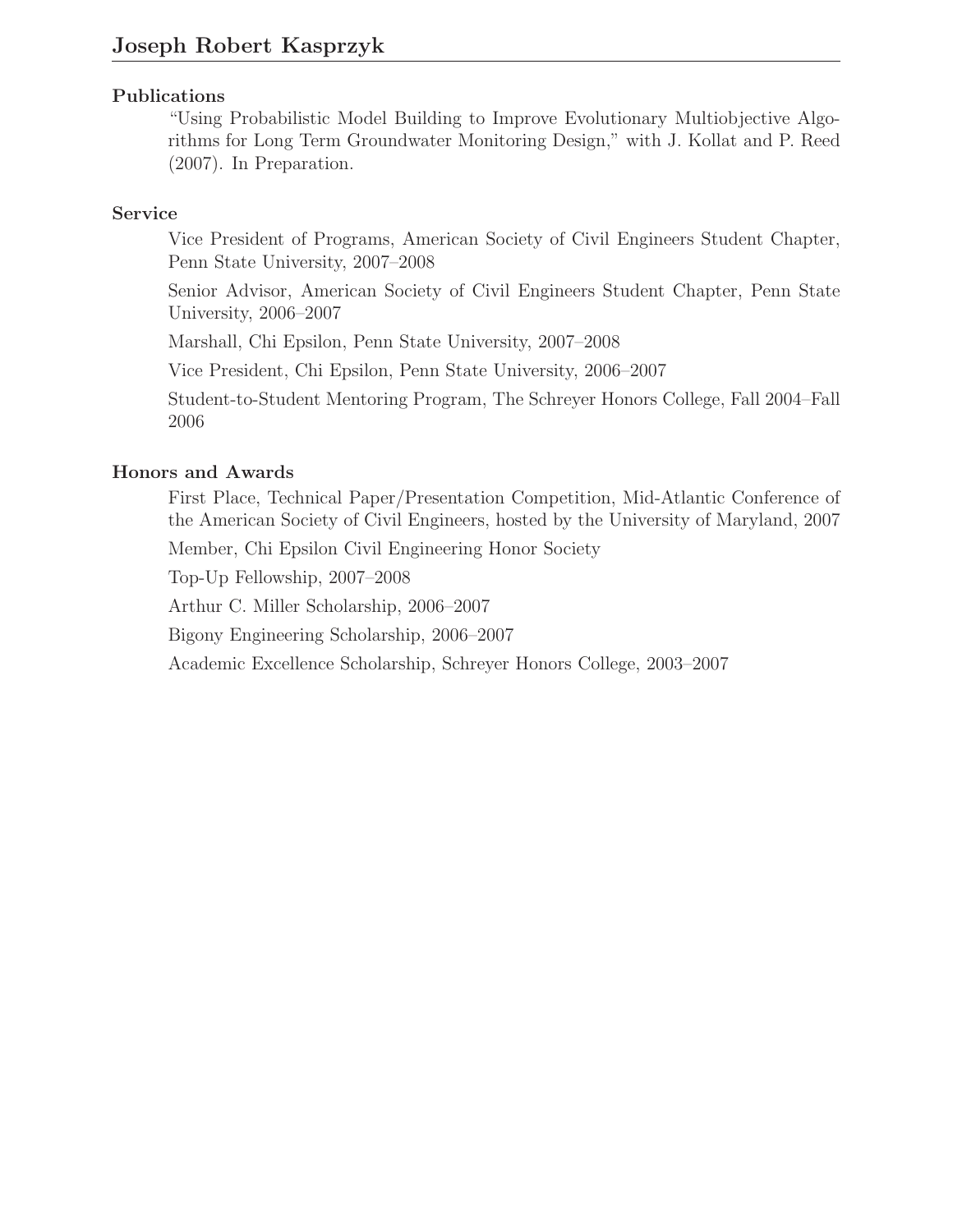## Publications

"Using Probabilistic Model Building to Improve Evolutionary Multiobjective Algorithms for Long Term Groundwater Monitoring Design," with J. Kollat and P. Reed (2007). In Preparation.

## Service

Vice President of Programs, American Society of Civil Engineers Student Chapter, Penn State University, 2007–2008

Senior Advisor, American Society of Civil Engineers Student Chapter, Penn State University, 2006–2007

Marshall, Chi Epsilon, Penn State University, 2007–2008

Vice President, Chi Epsilon, Penn State University, 2006–2007

Student-to-Student Mentoring Program, The Schreyer Honors College, Fall 2004–Fall 2006

## Honors and Awards

First Place, Technical Paper/Presentation Competition, Mid-Atlantic Conference of the American Society of Civil Engineers, hosted by the University of Maryland, 2007

Member, Chi Epsilon Civil Engineering Honor Society

Top-Up Fellowship, 2007–2008

Arthur C. Miller Scholarship, 2006–2007

Bigony Engineering Scholarship, 2006–2007

Academic Excellence Scholarship, Schreyer Honors College, 2003–2007